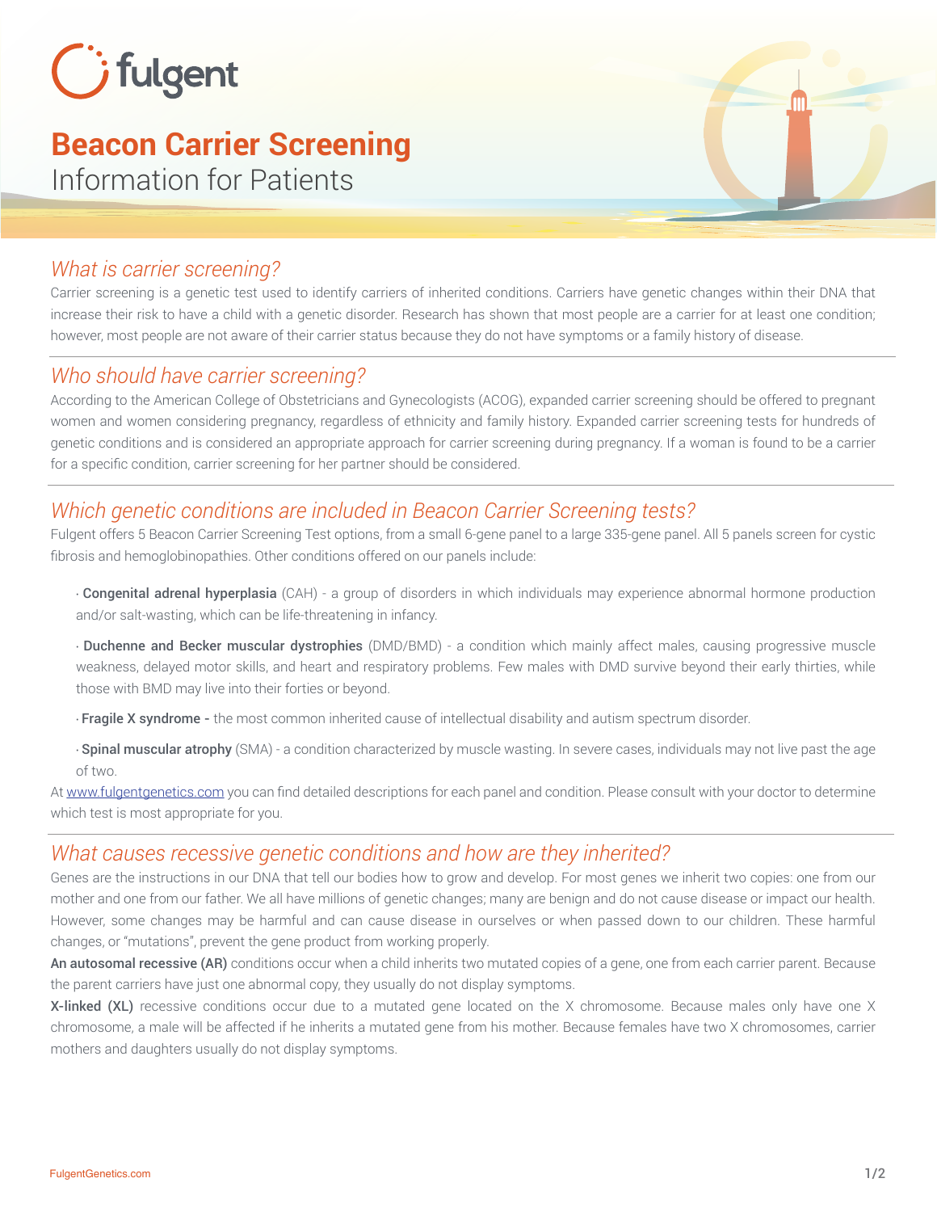fulgent

# Beacon Carrier Screening

Information for Patients

## *What is carrier screening?*

Carrier screening is a genetic test used to identify carriers of inherited conditions. Carriers have genetic changes within their DNA that increase their risk to have a child with a genetic disorder. Research has shown that most people are a carrier for at least one condition; however, most people are not aware of their carrier status because they do not have symptoms or a family history of disease.

## *Who should have carrier screening?*

According to the American College of Obstetricians and Gynecologists (ACOG), expanded carrier screening should be offered to pregnant women and women considering pregnancy, regardless of ethnicity and family history. Expanded carrier screening tests for hundreds of genetic conditions and is considered an appropriate approach for carrier screening during pregnancy. If a woman is found to be a carrier for a specific condition, carrier screening for her partner should be considered.

## *Which genetic conditions are included in Beacon Carrier Screening tests?*

Fulgent offers 5 Beacon Carrier Screening Test options, from a small 6-gene panel to a large 335-gene panel. All 5 panels screen for cystic fibrosis and hemoglobinopathies. Other conditions offered on our panels include:

- **Congenital adrenal hyperplasia** (CAH) - a group of disorders in which individuals may experience abnormal hormone production and/or salt-wasting, which can be life-threatening in infancy.
- **Duchenne and Becker muscular dystrophies** (DMD/BMD) - a condition which mainly affect males, causing progressive muscle weakness, delayed motor skills, and heart and respiratory problems. Few males with DMD survive beyond their early thirties, while those with BMD may live into their forties or beyond.
- **Fragile X syndrome -** the most common inherited cause of intellectual disability and autism spectrum disorder.
- **Spinal muscular atrophy** (SMA) - a condition characterized by muscle wasting. In severe cases, individuals may not live past the age of two.

At www.fulgentgenetics.com you can find detailed descriptions for each panel and condition. Please consult with your doctor to determine which test is most appropriate for you.

## *What causes recessive genetic conditions and how are they inherited?*

Genes are the instructions in our DNA that tell our bodies how to grow and develop. For most genes we inherit two copies: one from our mother and one from our father. We all have millions of genetic changes; many are benign and do not cause disease or impact our health. However, some changes may be harmful and can cause disease in ourselves or when passed down to our children. These harmful changes, or "mutations", prevent the gene product from working properly.

**An autosomal recessive (AR)** conditions occur when a child inherits two mutated copies of a gene, one from each carrier parent. Because the parent carriers have just one abnormal copy, they usually do not display symptoms.

**X-linked (XL)** recessive conditions occur due to a mutated gene located on the X chromosome. Because males only have one X chromosome, a male will be affected if he inherits a mutated gene from his mother. Because females have two X chromosomes, carrier mothers and daughters usually do not display symptoms.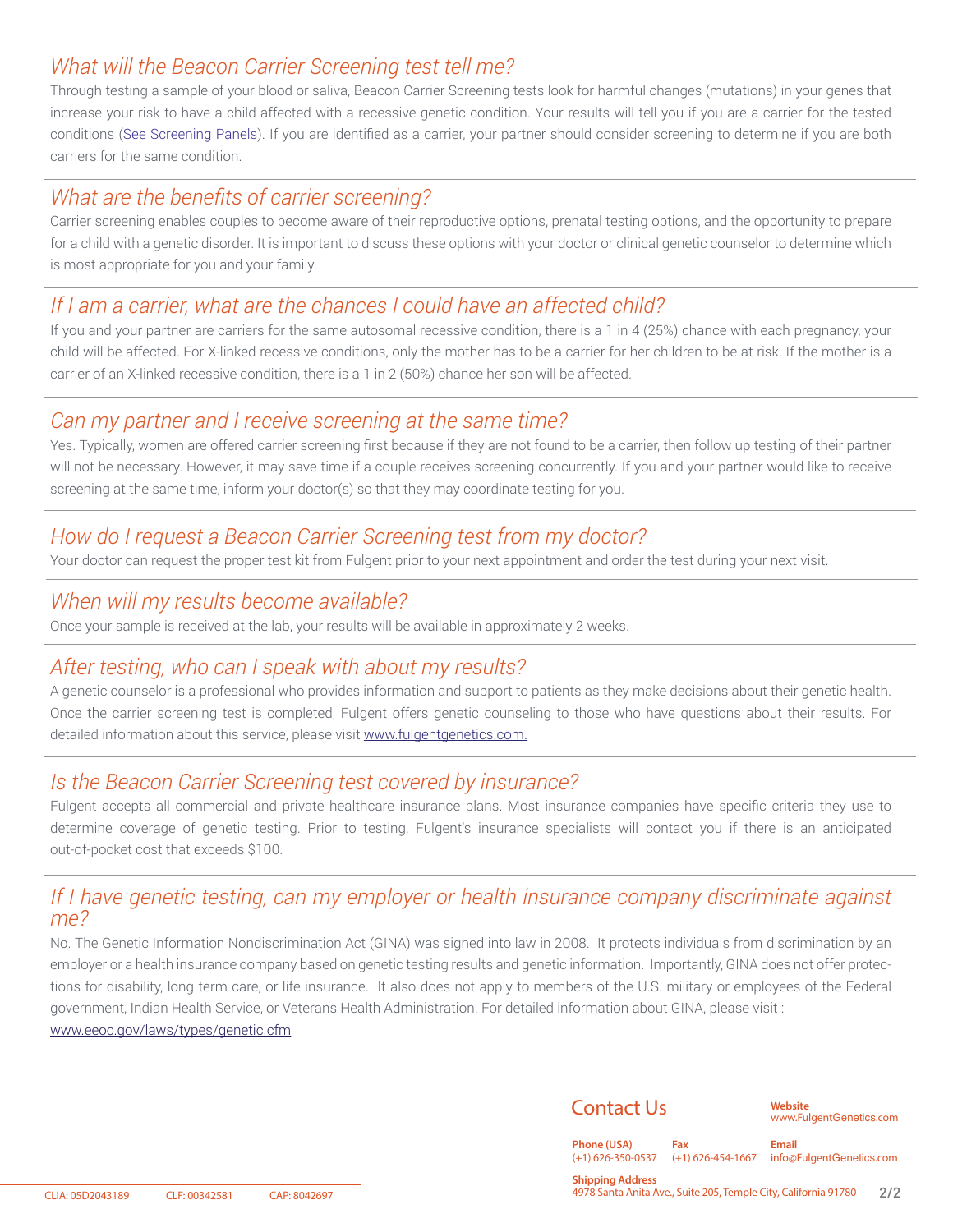## *What will the Beacon Carrier Screening test tell me?*

Through testing a sample of your blood or saliva, Beacon Carrier Screening tests look for harmful changes (mutations) in your genes that increase your risk to have a child affected with a recessive genetic condition. Your results will tell you if you are a carrier for the tested conditions (See Screening Panels). If you are identified as a carrier, your partner should consider screening to determine if you are both carriers for the same condition.

## *What are the benefits of carrier screening?*

Carrier screening enables couples to become aware of their reproductive options, prenatal testing options, and the opportunity to prepare for a child with a genetic disorder. It is important to discuss these options with your doctor or clinical genetic counselor to determine which is most appropriate for you and your family.

## *If I am a carrier, what are the chances I could have an affected child?*

If you and your partner are carriers for the same autosomal recessive condition, there is a 1 in 4 (25%) chance with each pregnancy, your child will be affected. For X-linked recessive conditions, only the mother has to be a carrier for her children to be at risk. If the mother is a carrier of an X-linked recessive condition, there is a 1 in 2 (50%) chance her son will be affected.

## *Can my partner and I receive screening at the same time?*

Yes. Typically, women are offered carrier screening first because if they are not found to be a carrier, then follow up testing of their partner will not be necessary. However, it may save time if a couple receives screening concurrently. If you and your partner would like to receive screening at the same time, inform your doctor(s) so that they may coordinate testing for you.

## *How do I request a Beacon Carrier Screening test from my doctor?*

Your doctor can request the proper test kit from Fulgent prior to your next appointment and order the test during your next visit.

## *When will my results become available?*

Once your sample is received at the lab, your results will be available in approximately 2 weeks.

## *After testing, who can I speak with about my results?*

A genetic counselor is a professional who provides information and support to patients as they make decisions about their genetic health. Once the carrier screening test is completed, Fulgent offers genetic counseling to those who have questions about their results. For detailed information about this service, please visit www.fulgentgenetics.com.

## *Is the Beacon Carrier Screening test covered by insurance?*

Fulgent accepts all commercial and private healthcare insurance plans. Most insurance companies have specific criteria they use to determine coverage of genetic testing. Prior to testing, Fulgent's insurance specialists will contact you if there is an anticipated out-of-pocket cost that exceeds $100.

## *If I have genetic testing, can my employer or health insurance company discriminate against me?*

No. The Genetic Information Nondiscrimination Act (GINA) was signed into law in 2008. It protects individuals from discrimination by an employer or a health insurance company based on genetic testing results and genetic information. Importantly, GINA does not offer protections for disability, long term care, or life insurance. It also does not apply to members of the U.S. military or employees of the Federal government, Indian Health Service, or Veterans Health Administration. For detailed information about GINA, please visit :
www.eeoc.gov/laws/types/genetic.cfm

## Contact Us

**Website**
www.FulgentGenetics.com

**Phone (USA)**
(+1) 626-350-0537

**Fax**
(+1) 626-454-1667

**Email**
info@FulgentGenetics.com

**Shipping Address**
4978 Santa Anita Ave., Suite 205, Temple City, California 91780

CLIA: 05D2043189    CLF: 00342581    CAP: 8042697